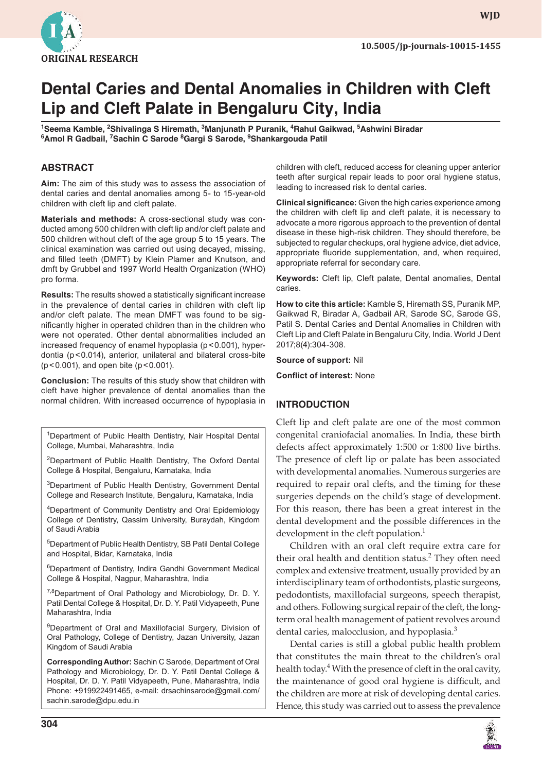ORIGINAL RESEARCH

# Dental Caries and Dental Anomalies in Children with Cleft Lip and Cleft Palate in Bengaluru City, India

[1]Seema Kamble, [2]Shivalinga S Hiremath, [3]Manjunath P Puranik, [4]Rahul Gaikwad, [5]Ashwini Biradar
[6]Amol R Gadbail, [7]Sachin C Sarode [8]Gargi S Sarode, [9]Shankargouda Patil

## ABSTRACT

**Aim:** The aim of this study was to assess the association of dental caries and dental anomalies among 5- to 15-year-old children with cleft lip and cleft palate.

**Materials and methods:** A cross-sectional study was conducted among 500 children with cleft lip and/or cleft palate and 500 children without cleft of the age group 5 to 15 years. The clinical examination was carried out using decayed, missing, and filled teeth (DMFT) by Klein Plamer and Knutson, and dmft by Grubbel and 1997 World Health Organization (WHO) pro forma.

**Results:** The results showed a statistically significant increase in the prevalence of dental caries in children with cleft lip and/or cleft palate. The mean DMFT was found to be significantly higher in operated children than in the children who were not operated. Other dental abnormalities included an increased frequency of enamel hypoplasia ($p < 0.001$), hyperdontia ($p < 0.014$), anterior, unilateral and bilateral cross-bite ($p < 0.001$), and open bite ($p < 0.001$).

**Conclusion:** The results of this study show that children with cleft have higher prevalence of dental anomalies than the normal children. With increased occurrence of hypoplasia in children with cleft, reduced access for cleaning upper anterior teeth after surgical repair leads to poor oral hygiene status, leading to increased risk to dental caries.

**Clinical significance:** Given the high caries experience among the children with cleft lip and cleft palate, it is necessary to advocate a more rigorous approach to the prevention of dental disease in these high-risk children. They should therefore, be subjected to regular checkups, oral hygiene advice, diet advice, appropriate fluoride supplementation, and, when required, appropriate referral for secondary care.

**Keywords:** Cleft lip, Cleft palate, Dental anomalies, Dental caries.

**How to cite this article:** Kamble S, Hiremath SS, Puranik MP, Gaikwad R, Biradar A, Gadbail AR, Sarode SC, Sarode GS, Patil S. Dental Caries and Dental Anomalies in Children with Cleft Lip and Cleft Palate in Bengaluru City, India. World J Dent 2017;8(4):304-308.

**Source of support:** Nil

**Conflict of interest:** None

[1]Department of Public Health Dentistry, Nair Hospital Dental College, Mumbai, Maharashtra, India

[2]Department of Public Health Dentistry, The Oxford Dental College & Hospital, Bengaluru, Karnataka, India

[3]Department of Public Health Dentistry, Government Dental College and Research Institute, Bengaluru, Karnataka, India

[4]Department of Community Dentistry and Oral Epidemiology College of Dentistry, Qassim University, Buraydah, Kingdom of Saudi Arabia

[5]Department of Public Health Dentistry, SB Patil Dental College and Hospital, Bidar, Karnataka, India

[6]Department of Dentistry, Indira Gandhi Government Medical College & Hospital, Nagpur, Maharashtra, India

[7,8]Department of Oral Pathology and Microbiology, Dr. D. Y. Patil Dental College & Hospital, Dr. D. Y. Patil Vidyapeeth, Pune Maharashtra, India

[9]Department of Oral and Maxillofacial Surgery, Division of Oral Pathology, College of Dentistry, Jazan University, Jazan Kingdom of Saudi Arabia

**Corresponding Author:** Sachin C Sarode, Department of Oral Pathology and Microbiology, Dr. D. Y. Patil Dental College & Hospital, Dr. D. Y. Patil Vidyapeeth, Pune, Maharashtra, India Phone: +919922491465, e-mail: drsachinsarode@gmail.com/ sachin.sarode@dpu.edu.in

## INTRODUCTION

Cleft lip and cleft palate are one of the most common congenital craniofacial anomalies. In India, these birth defects affect approximately 1:500 or 1:800 live births. The presence of cleft lip or palate has been associated with developmental anomalies. Numerous surgeries are required to repair oral clefts, and the timing for these surgeries depends on the child's stage of development. For this reason, there has been a great interest in the dental development and the possible differences in the development in the cleft population.[1]

Children with an oral cleft require extra care for their oral health and dentition status.[2] They often need complex and extensive treatment, usually provided by an interdisciplinary team of orthodontists, plastic surgeons, pedodontists, maxillofacial surgeons, speech therapist, and others. Following surgical repair of the cleft, the long-term oral health management of patient revolves around dental caries, malocclusion, and hypoplasia.[3]

Dental caries is still a global public health problem that constitutes the main threat to the children's oral health today.[4] With the presence of cleft in the oral cavity, the maintenance of good oral hygiene is difficult, and the children are more at risk of developing dental caries. Hence, this study was carried out to assess the prevalence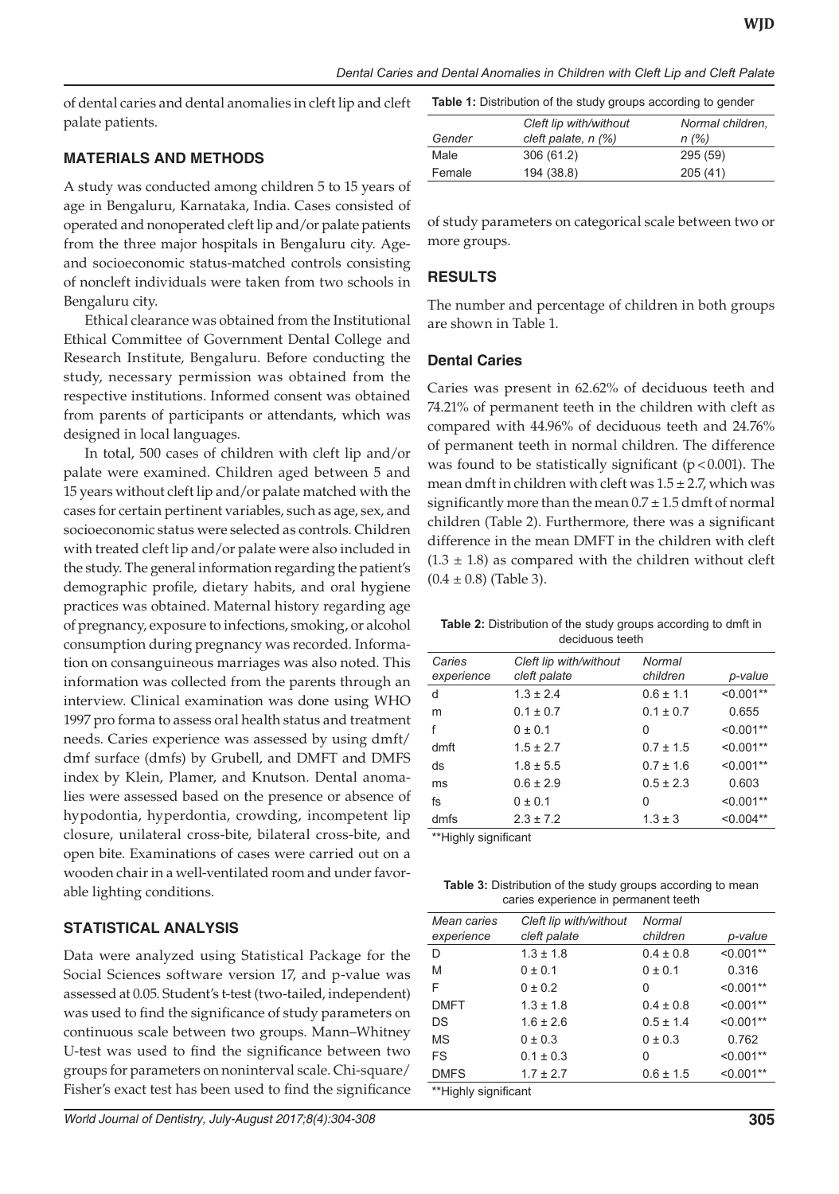of dental caries and dental anomalies in cleft lip and cleft palate patients.

## MATERIALS AND METHODS

A study was conducted among children 5 to 15 years of age in Bengaluru, Karnataka, India. Cases consisted of operated and nonoperated cleft lip and/or palate patients from the three major hospitals in Bengaluru city. Age- and socioeconomic status-matched controls consisting of noncleft individuals were taken from two schools in Bengaluru city.

Ethical clearance was obtained from the Institutional Ethical Committee of Government Dental College and Research Institute, Bengaluru. Before conducting the study, necessary permission was obtained from the respective institutions. Informed consent was obtained from parents of participants or attendants, which was designed in local languages.

In total, 500 cases of children with cleft lip and/or palate were examined. Children aged between 5 and 15 years without cleft lip and/or palate matched with the cases for certain pertinent variables, such as age, sex, and socioeconomic status were selected as controls. Children with treated cleft lip and/or palate were also included in the study. The general information regarding the patient's demographic profile, dietary habits, and oral hygiene practices was obtained. Maternal history regarding age of pregnancy, exposure to infections, smoking, or alcohol consumption during pregnancy was recorded. Information on consanguineous marriages was also noted. This information was collected from the parents through an interview. Clinical examination was done using WHO 1997 pro forma to assess oral health status and treatment needs. Caries experience was assessed by using dmft/dmf surface (dmfs) by Grubell, and DMFT and DMFS index by Klein, Plamer, and Knutson. Dental anomalies were assessed based on the presence or absence of hypodontia, hyperdontia, crowding, incompetent lip closure, unilateral cross-bite, bilateral cross-bite, and open bite. Examinations of cases were carried out on a wooden chair in a well-ventilated room and under favorable lighting conditions.

## STATISTICAL ANALYSIS

Data were analyzed using Statistical Package for the Social Sciences software version 17, and p-value was assessed at 0.05. Student's t-test (two-tailed, independent) was used to find the significance of study parameters on continuous scale between two groups. Mann–Whitney U-test was used to find the significance between two groups for parameters on noninterval scale. Chi-square/Fisher's exact test has been used to find the significance of study parameters on categorical scale between two or more groups.

**Table 1:** Distribution of the study groups according to gender

| *Gender* | *Cleft lip with/without cleft palate, n (%)* | *Normal children, n (%)* |
|---|---|---|
| Male | 306 (61.2) | 295 (59) |
| Female | 194 (38.8) | 205 (41) |

## RESULTS

The number and percentage of children in both groups are shown in Table 1.

### Dental Caries

Caries was present in 62.62% of deciduous teeth and 74.21% of permanent teeth in the children with cleft as compared with 44.96% of deciduous teeth and 24.76% of permanent teeth in normal children. The difference was found to be statistically significant ($p < 0.001$). The mean dmft in children with cleft was $1.5 \pm 2.7$, which was significantly more than the mean $0.7 \pm 1.5$ dmft of normal children (Table 2). Furthermore, there was a significant difference in the mean DMFT in the children with cleft ($1.3 \pm 1.8$) as compared with the children without cleft ($0.4 \pm 0.8$) (Table 3).

**Table 2:** Distribution of the study groups according to dmft in deciduous teeth

| *Caries experience* | *Cleft lip with/without cleft palate* | *Normal children* | *p-value* |
|---|---|---|---|
| d | 1.3 ± 2.4 | 0.6 ± 1.1 | <0.001** |
| m | 0.1 ± 0.7 | 0.1 ± 0.7 | 0.655 |
| f | 0 ± 0.1 | 0 | <0.001** |
| dmft | 1.5 ± 2.7 | 0.7 ± 1.5 | <0.001** |
| ds | 1.8 ± 5.5 | 0.7 ± 1.6 | <0.001** |
| ms | 0.6 ± 2.9 | 0.5 ± 2.3 | 0.603 |
| fs | 0 ± 0.1 | 0 | <0.001** |
| dmfs | 2.3 ± 7.2 | 1.3 ± 3 | <0.004** |

**Highly significant

**Table 3:** Distribution of the study groups according to mean caries experience in permanent teeth

| *Mean caries experience* | *Cleft lip with/without cleft palate* | *Normal children* | *p-value* |
|---|---|---|---|
| D | 1.3 ± 1.8 | 0.4 ± 0.8 | <0.001** |
| M | 0 ± 0.1 | 0 ± 0.1 | 0.316 |
| F | 0 ± 0.2 | 0 | <0.001** |
| DMFT | 1.3 ± 1.8 | 0.4 ± 0.8 | <0.001** |
| DS | 1.6 ± 2.6 | 0.5 ± 1.4 | <0.001** |
| MS | 0 ± 0.3 | 0 ± 0.3 | 0.762 |
| FS | 0.1 ± 0.3 | 0 | <0.001** |
| DMFS | 1.7 ± 2.7 | 0.6 ± 1.5 | <0.001** |

**Highly significant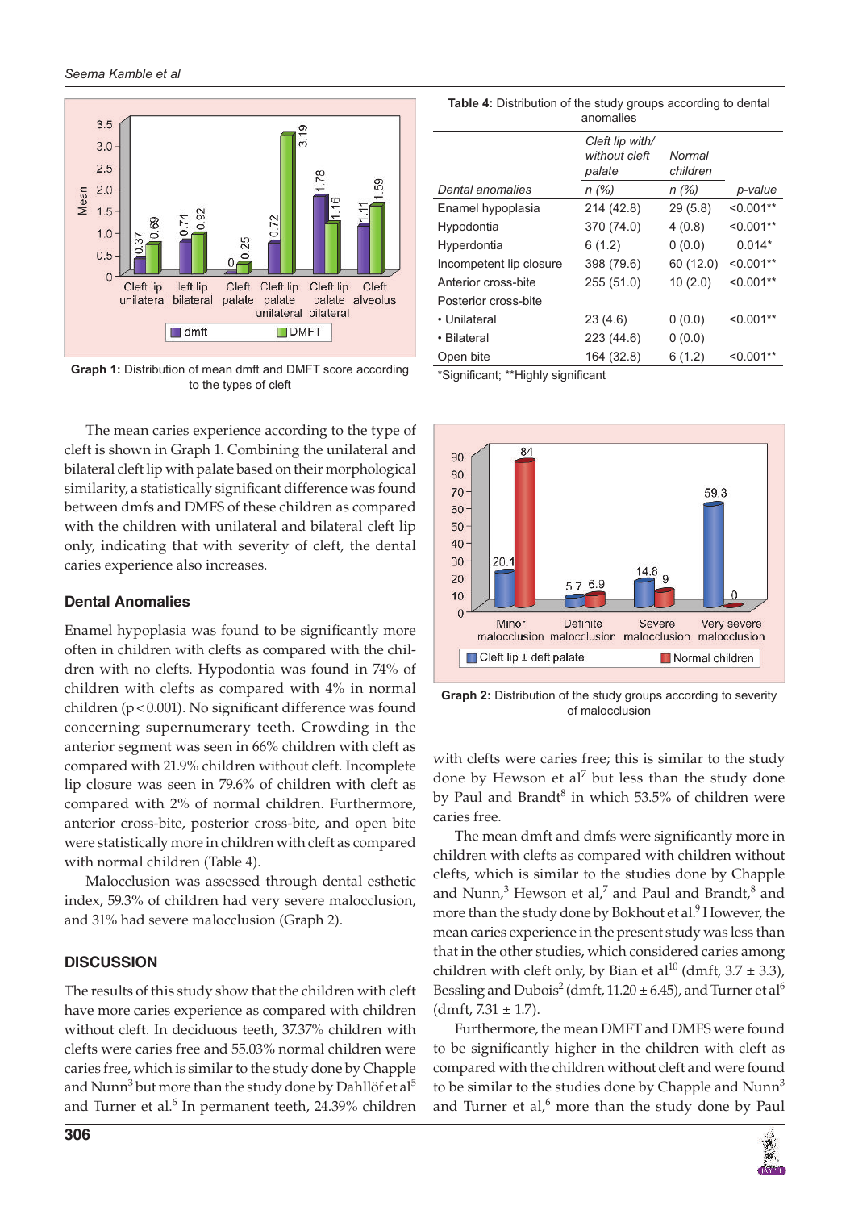Graph 1: Distribution of mean dmft and DMFT score according to the types of cleft

**Table 4:** Distribution of the study groups according to dental anomalies

| Dental anomalies | Cleft lip with/ without cleft palate n (%) | Normal children n (%) | p-value |
|---|---|---|---|
| Enamel hypoplasia | 214 (42.8) | 29 (5.8) | <0.001** |
| Hypodontia | 370 (74.0) | 4 (0.8) | <0.001** |
| Hyperdontia | 6 (1.2) | 0 (0.0) | 0.014* |
| Incompetent lip closure | 398 (79.6) | 60 (12.0) | <0.001** |
| Anterior cross-bite | 255 (51.0) | 10 (2.0) | <0.001** |
| Posterior cross-bite | | | |
| • Unilateral | 23 (4.6) | 0 (0.0) | <0.001** |
| • Bilateral | 223 (44.6) | 0 (0.0) | |
| Open bite | 164 (32.8) | 6 (1.2) | <0.001** |

*Significant; **Highly significant

The mean caries experience according to the type of cleft is shown in Graph 1. Combining the unilateral and bilateral cleft lip with palate based on their morphological similarity, a statistically significant difference was found between dmfs and DMFS of these children as compared with the children with unilateral and bilateral cleft lip only, indicating that with severity of cleft, the dental caries experience also increases.

### Dental Anomalies

Enamel hypoplasia was found to be significantly more often in children with clefts as compared with the children with no clefts. Hypodontia was found in 74% of children with clefts as compared with 4% in normal children ($p < 0.001$). No significant difference was found concerning supernumerary teeth. Crowding in the anterior segment was seen in 66% children with cleft as compared with 21.9% children without cleft. Incomplete lip closure was seen in 79.6% of children with cleft as compared with 2% of normal children. Furthermore, anterior cross-bite, posterior cross-bite, and open bite were statistically more in children with cleft as compared with normal children (Table 4).

Malocclusion was assessed through dental esthetic index, 59.3% of children had very severe malocclusion, and 31% had severe malocclusion (Graph 2).

Graph 2: Distribution of the study groups according to severity of malocclusion

## DISCUSSION

The results of this study show that the children with cleft have more caries experience as compared with children without cleft. In deciduous teeth, 37.37% children with clefts were caries free and 55.03% normal children were caries free, which is similar to the study done by Chapple and Nunn[3] but more than the study done by Dahllöf et al[5] and Turner et al.[6] In permanent teeth, 24.39% children with clefts were caries free; this is similar to the study done by Hewson et al[7] but less than the study done by Paul and Brandt[8] in which 53.5% of children were caries free.

The mean dmft and dmfs were significantly more in children with clefts as compared with children without clefts, which is similar to the studies done by Chapple and Nunn,[3] Hewson et al,[7] and Paul and Brandt,[8] and more than the study done by Bokhout et al.[9] However, the mean caries experience in the present study was less than that in the other studies, which considered caries among children with cleft only, by Bian et al[10] (dmft, 3.7 ± 3.3), Bessling and Dubois[2] (dmft, 11.20 ± 6.45), and Turner et al[6] (dmft, 7.31 ± 1.7).

Furthermore, the mean DMFT and DMFS were found to be significantly higher in the children with cleft as compared with the children without cleft and were found to be similar to the studies done by Chapple and Nunn[3] and Turner et al,[6] more than the study done by Paul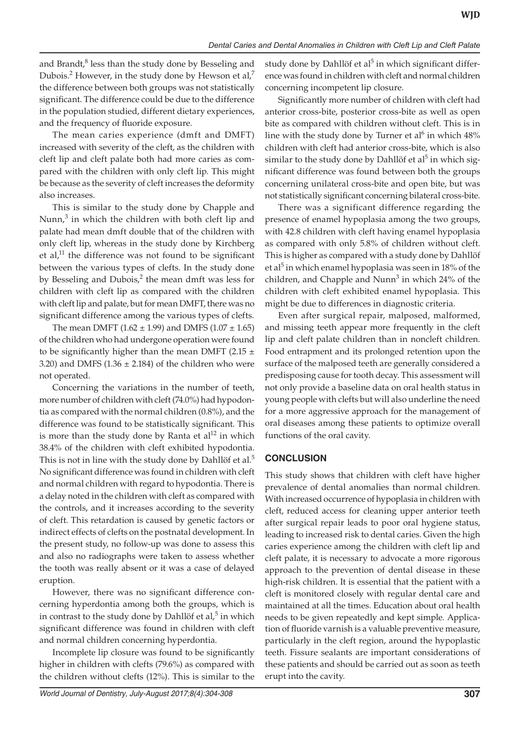and Brandt,[8] less than the study done by Besseling and Dubois.[2] However, in the study done by Hewson et al,[7] the difference between both groups was not statistically significant. The difference could be due to the difference in the population studied, different dietary experiences, and the frequency of fluoride exposure.

The mean caries experience (dmft and DMFT) increased with severity of the cleft, as the children with cleft lip and cleft palate both had more caries as compared with the children with only cleft lip. This might be because as the severity of cleft increases the deformity also increases.

This is similar to the study done by Chapple and Nunn,[3] in which the children with both cleft lip and palate had mean dmft double that of the children with only cleft lip, whereas in the study done by Kirchberg et al,[11] the difference was not found to be significant between the various types of clefts. In the study done by Besseling and Dubois,[2] the mean dmft was less for children with cleft lip as compared with the children with cleft lip and palate, but for mean DMFT, there was no significant difference among the various types of clefts.

The mean DMFT (1.62 ± 1.99) and DMFS (1.07 ± 1.65) of the children who had undergone operation were found to be significantly higher than the mean DMFT (2.15 ± 3.20) and DMFS (1.36 ± 2.184) of the children who were not operated.

Concerning the variations in the number of teeth, more number of children with cleft (74.0%) had hypodontia as compared with the normal children (0.8%), and the difference was found to be statistically significant. This is more than the study done by Ranta et al[12] in which 38.4% of the children with cleft exhibited hypodontia. This is not in line with the study done by Dahllöf et al.[5] No significant difference was found in children with cleft and normal children with regard to hypodontia. There is a delay noted in the children with cleft as compared with the controls, and it increases according to the severity of cleft. This retardation is caused by genetic factors or indirect effects of clefts on the postnatal development. In the present study, no follow-up was done to assess this and also no radiographs were taken to assess whether the tooth was really absent or it was a case of delayed eruption.

However, there was no significant difference concerning hyperdontia among both the groups, which is in contrast to the study done by Dahllöf et al,[5] in which significant difference was found in children with cleft and normal children concerning hyperdontia.

Incomplete lip closure was found to be significantly higher in children with clefts (79.6%) as compared with the children without clefts (12%). This is similar to the study done by Dahllöf et al[5] in which significant difference was found in children with cleft and normal children concerning incompetent lip closure.

Significantly more number of children with cleft had anterior cross-bite, posterior cross-bite as well as open bite as compared with children without cleft. This is in line with the study done by Turner et al[6] in which 48% children with cleft had anterior cross-bite, which is also similar to the study done by Dahllöf et al[5] in which significant difference was found between both the groups concerning unilateral cross-bite and open bite, but was not statistically significant concerning bilateral cross-bite.

There was a significant difference regarding the presence of enamel hypoplasia among the two groups, with 42.8 children with cleft having enamel hypoplasia as compared with only 5.8% of children without cleft. This is higher as compared with a study done by Dahllöf et al[5] in which enamel hypoplasia was seen in 18% of the children, and Chapple and Nunn[3] in which 24% of the children with cleft exhibited enamel hypoplasia. This might be due to differences in diagnostic criteria.

Even after surgical repair, malposed, malformed, and missing teeth appear more frequently in the cleft lip and cleft palate children than in noncleft children. Food entrapment and its prolonged retention upon the surface of the malposed teeth are generally considered a predisposing cause for tooth decay. This assessment will not only provide a baseline data on oral health status in young people with clefts but will also underline the need for a more aggressive approach for the management of oral diseases among these patients to optimize overall functions of the oral cavity.

## CONCLUSION

This study shows that children with cleft have higher prevalence of dental anomalies than normal children. With increased occurrence of hypoplasia in children with cleft, reduced access for cleaning upper anterior teeth after surgical repair leads to poor oral hygiene status, leading to increased risk to dental caries. Given the high caries experience among the children with cleft lip and cleft palate, it is necessary to advocate a more rigorous approach to the prevention of dental disease in these high-risk children. It is essential that the patient with a cleft is monitored closely with regular dental care and maintained at all the times. Education about oral health needs to be given repeatedly and kept simple. Application of fluoride varnish is a valuable preventive measure, particularly in the cleft region, around the hypoplastic teeth. Fissure sealants are important considerations of these patients and should be carried out as soon as teeth erupt into the cavity.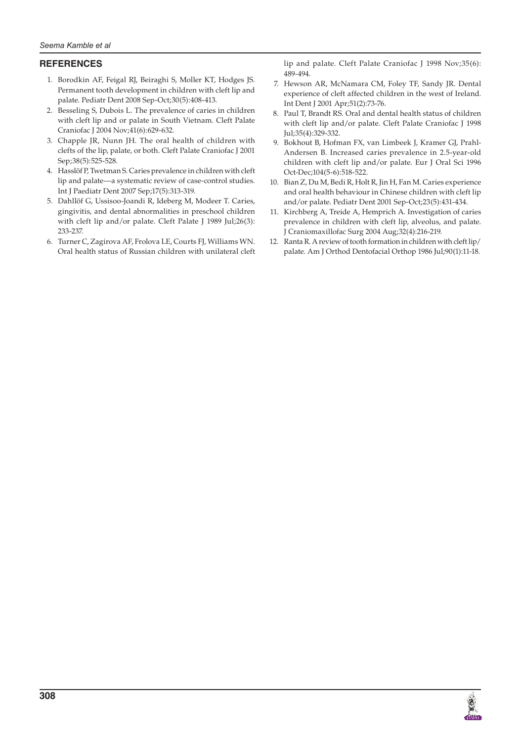## REFERENCES

1. Borodkin AF, Feigal RJ, Beiraghi S, Moller KT, Hodges JS. Permanent tooth development in children with cleft lip and palate. Pediatr Dent 2008 Sep-Oct;30(5):408-413.
2. Besseling S, Dubois L. The prevalence of caries in children with cleft lip and or palate in South Vietnam. Cleft Palate Craniofac J 2004 Nov;41(6):629-632.
3. Chapple JR, Nunn JH. The oral health of children with clefts of the lip, palate, or both. Cleft Palate Craniofac J 2001 Sep;38(5):525-528.
4. Hasslöf P, Twetman S. Caries prevalence in children with cleft lip and palate—a systematic review of case-control studies. Int J Paediatr Dent 2007 Sep;17(5):313-319.
5. Dahllöf G, Ussisoo-Joandi R, Ideberg M, Modeer T. Caries, gingivitis, and dental abnormalities in preschool children with cleft lip and/or palate. Cleft Palate J 1989 Jul;26(3): 233-237.
6. Turner C, Zagirova AF, Frolova LE, Courts FJ, Williams WN. Oral health status of Russian children with unilateral cleft lip and palate. Cleft Palate Craniofac J 1998 Nov;35(6): 489-494.
7. Hewson AR, McNamara CM, Foley TF, Sandy JR. Dental experience of cleft affected children in the west of Ireland. Int Dent J 2001 Apr;51(2):73-76.
8. Paul T, Brandt RS. Oral and dental health status of children with cleft lip and/or palate. Cleft Palate Craniofac J 1998 Jul;35(4):329-332.
9. Bokhout B, Hofman FX, van Limbeek J, Kramer GJ, Prahl-Andersen B. Increased caries prevalence in 2.5-year-old children with cleft lip and/or palate. Eur J Oral Sci 1996 Oct-Dec;104(5-6):518-522.
10. Bian Z, Du M, Bedi R, Holt R, Jin H, Fan M. Caries experience and oral health behaviour in Chinese children with cleft lip and/or palate. Pediatr Dent 2001 Sep-Oct;23(5):431-434.
11. Kirchberg A, Treide A, Hemprich A. Investigation of caries prevalence in children with cleft lip, alveolus, and palate. J Craniomaxillofac Surg 2004 Aug;32(4):216-219.
12. Ranta R. A review of tooth formation in children with cleft lip/palate. Am J Orthod Dentofacial Orthop 1986 Jul;90(1):11-18.